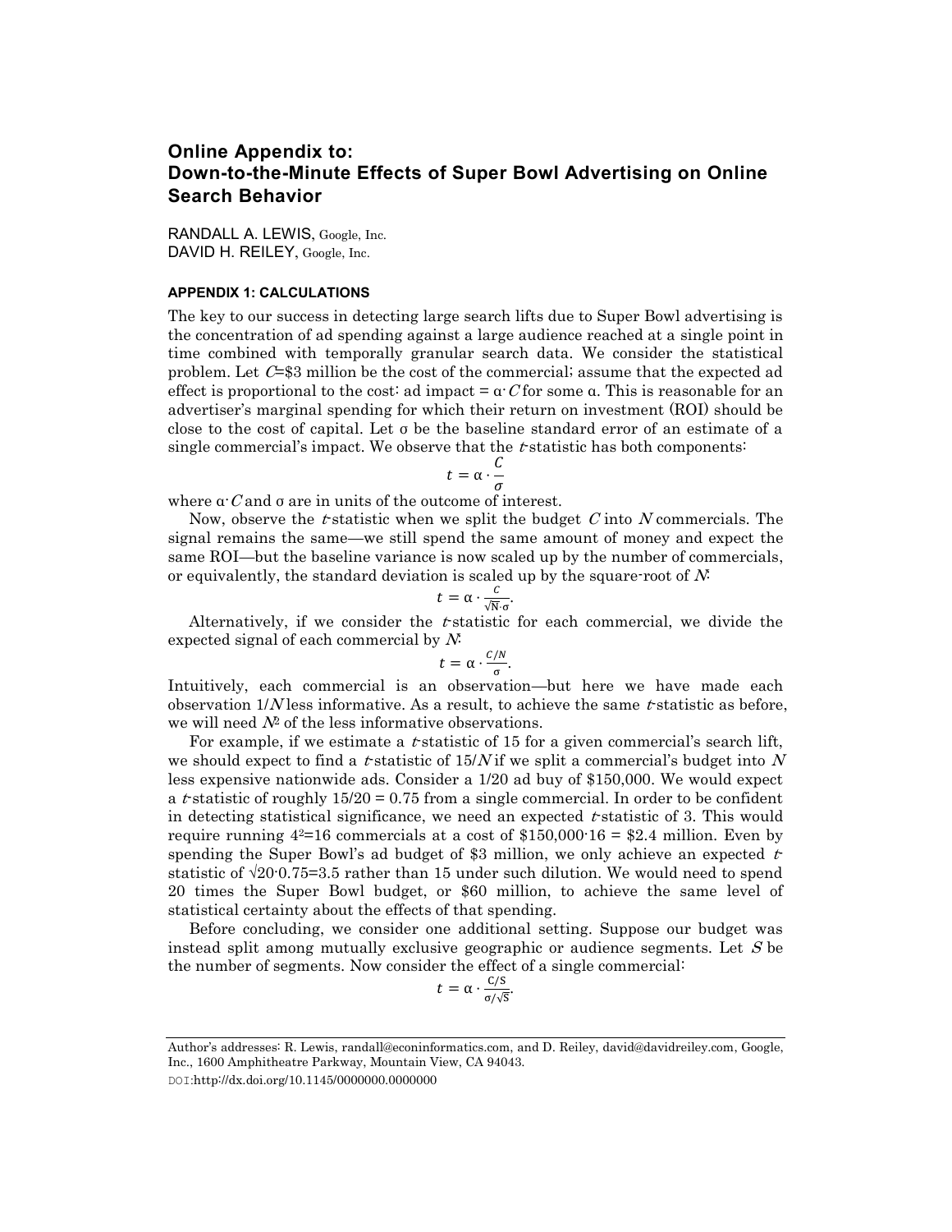# Online Appendix to: Down-to-the-Minute Effects of Super Bowl Advertising on Online Search Behavior

RANDALL A. LEWIS, Google, Inc.
DAVID H. REILEY, Google, Inc.

### APPENDIX 1: CALCULATIONS

The key to our success in detecting large search lifts due to Super Bowl advertising is the concentration of ad spending against a large audience reached at a single point in time combined with temporally granular search data. We consider the statistical problem. Let $C$=\$3 million be the cost of the commercial; assume that the expected ad effect is proportional to the cost: ad impact = $\alpha \cdot C$ for some $\alpha$. This is reasonable for an advertiser's marginal spending for which their return on investment (ROI) should be close to the cost of capital. Let $\sigma$ be the baseline standard error of an estimate of a single commercial's impact. We observe that the $t$-statistic has both components:

$$t = \alpha \cdot \frac{C}{\sigma}$$

where $\alpha \cdot C$ and $\sigma$ are in units of the outcome of interest.

Now, observe the $t$-statistic when we split the budget $C$ into $N$ commercials. The signal remains the same—we still spend the same amount of money and expect the same ROI—but the baseline variance is now scaled up by the number of commercials, or equivalently, the standard deviation is scaled up by the square-root of $N$:

$$t = \alpha \cdot \frac{C}{\sqrt{N} \cdot \sigma}.$$

Alternatively, if we consider the $t$-statistic for each commercial, we divide the expected signal of each commercial by $N$:

$$t = \alpha \cdot \frac{C/N}{\sigma}.$$

Intuitively, each commercial is an observation—but here we have made each observation $1/N$ less informative. As a result, to achieve the same $t$-statistic as before, we will need $N^2$ of the less informative observations.

For example, if we estimate a $t$-statistic of 15 for a given commercial's search lift, we should expect to find a $t$-statistic of $15/N$ if we split a commercial's budget into $N$ less expensive nationwide ads. Consider a 1/20 ad buy of \$150,000. We would expect a $t$-statistic of roughly $15/20 = 0.75$ from a single commercial. In order to be confident in detecting statistical significance, we need an expected $t$-statistic of 3. This would require running $4^2$=16 commercials at a cost of \$150,000·16 = \$2.4 million. Even by spending the Super Bowl's ad budget of \$3 million, we only achieve an expected $t$-statistic of $\sqrt{20} \cdot 0.75 = 3.5$ rather than 15 under such dilution. We would need to spend 20 times the Super Bowl budget, or \$60 million, to achieve the same level of statistical certainty about the effects of that spending.

Before concluding, we consider one additional setting. Suppose our budget was instead split among mutually exclusive geographic or audience segments. Let $S$ be the number of segments. Now consider the effect of a single commercial:

$$t = \alpha \cdot \frac{C/S}{\sigma/\sqrt{S}}.$$

Author's addresses: R. Lewis, randall@econinformatics.com, and D. Reiley, david@davidreiley.com, Google, Inc., 1600 Amphitheatre Parkway, Mountain View, CA 94043.

DOI:http://dx.doi.org/10.1145/0000000.0000000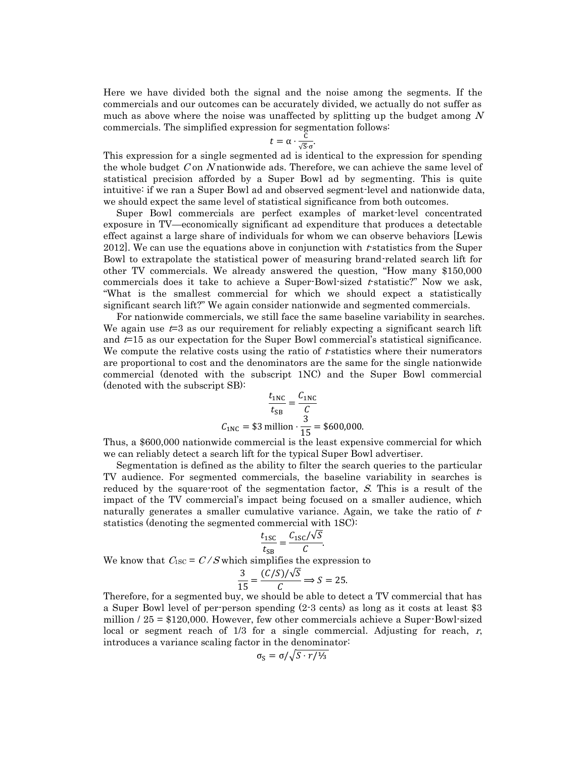Here we have divided both the signal and the noise among the segments. If the commercials and our outcomes can be accurately divided, we actually do not suffer as much as above where the noise was unaffected by splitting up the budget among $N$ commercials. The simplified expression for segmentation follows:

$$t = \alpha \cdot \frac{C}{\sqrt{S} \cdot \sigma}.$$

This expression for a single segmented ad is identical to the expression for spending the whole budget $C$ on $N$ nationwide ads. Therefore, we can achieve the same level of statistical precision afforded by a Super Bowl ad by segmenting. This is quite intuitive: if we ran a Super Bowl ad and observed segment-level and nationwide data, we should expect the same level of statistical significance from both outcomes.

Super Bowl commercials are perfect examples of market-level concentrated exposure in TV—economically significant ad expenditure that produces a detectable effect against a large share of individuals for whom we can observe behaviors [Lewis 2012]. We can use the equations above in conjunction with $t$-statistics from the Super Bowl to extrapolate the statistical power of measuring brand-related search lift for other TV commercials. We already answered the question, "How many \$150,000 commercials does it take to achieve a Super-Bowl-sized $t$-statistic?" Now we ask, "What is the smallest commercial for which we should expect a statistically significant search lift?" We again consider nationwide and segmented commercials.

For nationwide commercials, we still face the same baseline variability in searches. We again use $t$=3 as our requirement for reliably expecting a significant search lift and $t$=15 as our expectation for the Super Bowl commercial's statistical significance. We compute the relative costs using the ratio of $t$-statistics where their numerators are proportional to cost and the denominators are the same for the single nationwide commercial (denoted with the subscript 1NC) and the Super Bowl commercial (denoted with the subscript SB):

$$\frac{t_{\text{1NC}}}{t_{\text{SB}}} = \frac{C_{\text{1NC}}}{C}$$

$$C_{\text{1NC}} = \$3 \text{ million} \cdot \frac{3}{15} = \$600{,}000.$$

Thus, a \$600,000 nationwide commercial is the least expensive commercial for which we can reliably detect a search lift for the typical Super Bowl advertiser.

Segmentation is defined as the ability to filter the search queries to the particular TV audience. For segmented commercials, the baseline variability in searches is reduced by the square-root of the segmentation factor, $S$. This is a result of the impact of the TV commercial's impact being focused on a smaller audience, which naturally generates a smaller cumulative variance. Again, we take the ratio of $t$-statistics (denoting the segmented commercial with 1SC):

$$\frac{t_{\text{1SC}}}{t_{\text{SB}}} = \frac{C_{\text{1SC}}/\sqrt{S}}{C}.$$

We know that $C_{\text{1SC}} = C / S$ which simplifies the expression to

$$\frac{3}{15} = \frac{(C/S)/\sqrt{S}}{C} \Rightarrow S = 25.$$

Therefore, for a segmented buy, we should be able to detect a TV commercial that has a Super Bowl level of per-person spending (2-3 cents) as long as it costs at least \$3 million / 25 = \$120,000. However, few other commercials achieve a Super-Bowl-sized local or segment reach of 1/3 for a single commercial. Adjusting for reach, $r$, introduces a variance scaling factor in the denominator:

$$\sigma_{\text{S}} = \sigma / \sqrt{S \cdot r / \tfrac{1}{3}}$$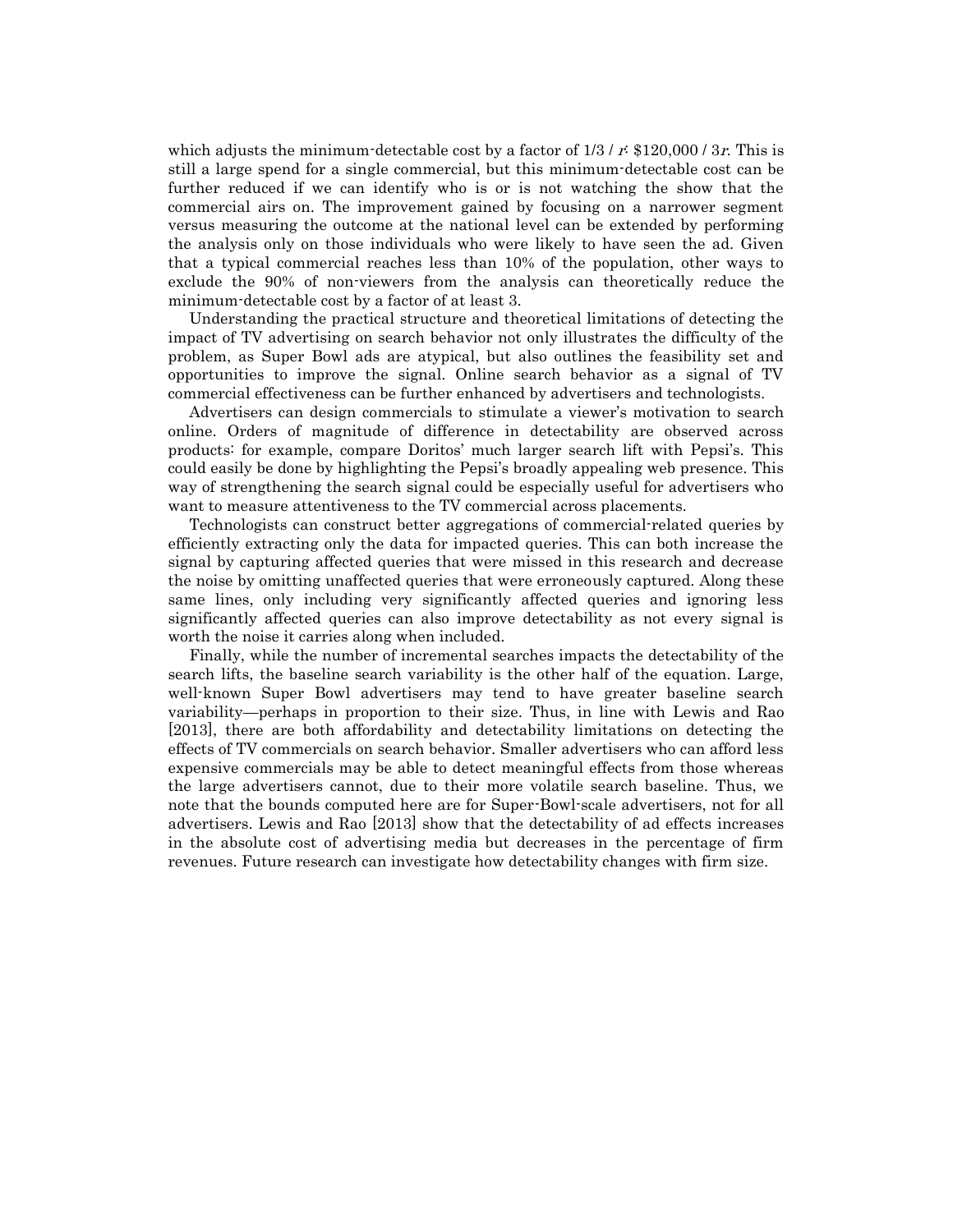which adjusts the minimum-detectable cost by a factor of $1/3 / r$: $\$120{,}000 / 3r$. This is still a large spend for a single commercial, but this minimum-detectable cost can be further reduced if we can identify who is or is not watching the show that the commercial airs on. The improvement gained by focusing on a narrower segment versus measuring the outcome at the national level can be extended by performing the analysis only on those individuals who were likely to have seen the ad. Given that a typical commercial reaches less than 10% of the population, other ways to exclude the 90% of non-viewers from the analysis can theoretically reduce the minimum-detectable cost by a factor of at least 3.

Understanding the practical structure and theoretical limitations of detecting the impact of TV advertising on search behavior not only illustrates the difficulty of the problem, as Super Bowl ads are atypical, but also outlines the feasibility set and opportunities to improve the signal. Online search behavior as a signal of TV commercial effectiveness can be further enhanced by advertisers and technologists.

Advertisers can design commercials to stimulate a viewer's motivation to search online. Orders of magnitude of difference in detectability are observed across products: for example, compare Doritos' much larger search lift with Pepsi's. This could easily be done by highlighting the Pepsi's broadly appealing web presence. This way of strengthening the search signal could be especially useful for advertisers who want to measure attentiveness to the TV commercial across placements.

Technologists can construct better aggregations of commercial-related queries by efficiently extracting only the data for impacted queries. This can both increase the signal by capturing affected queries that were missed in this research and decrease the noise by omitting unaffected queries that were erroneously captured. Along these same lines, only including very significantly affected queries and ignoring less significantly affected queries can also improve detectability as not every signal is worth the noise it carries along when included.

Finally, while the number of incremental searches impacts the detectability of the search lifts, the baseline search variability is the other half of the equation. Large, well-known Super Bowl advertisers may tend to have greater baseline search variability—perhaps in proportion to their size. Thus, in line with Lewis and Rao [2013], there are both affordability and detectability limitations on detecting the effects of TV commercials on search behavior. Smaller advertisers who can afford less expensive commercials may be able to detect meaningful effects from those whereas the large advertisers cannot, due to their more volatile search baseline. Thus, we note that the bounds computed here are for Super-Bowl-scale advertisers, not for all advertisers. Lewis and Rao [2013] show that the detectability of ad effects increases in the absolute cost of advertising media but decreases in the percentage of firm revenues. Future research can investigate how detectability changes with firm size.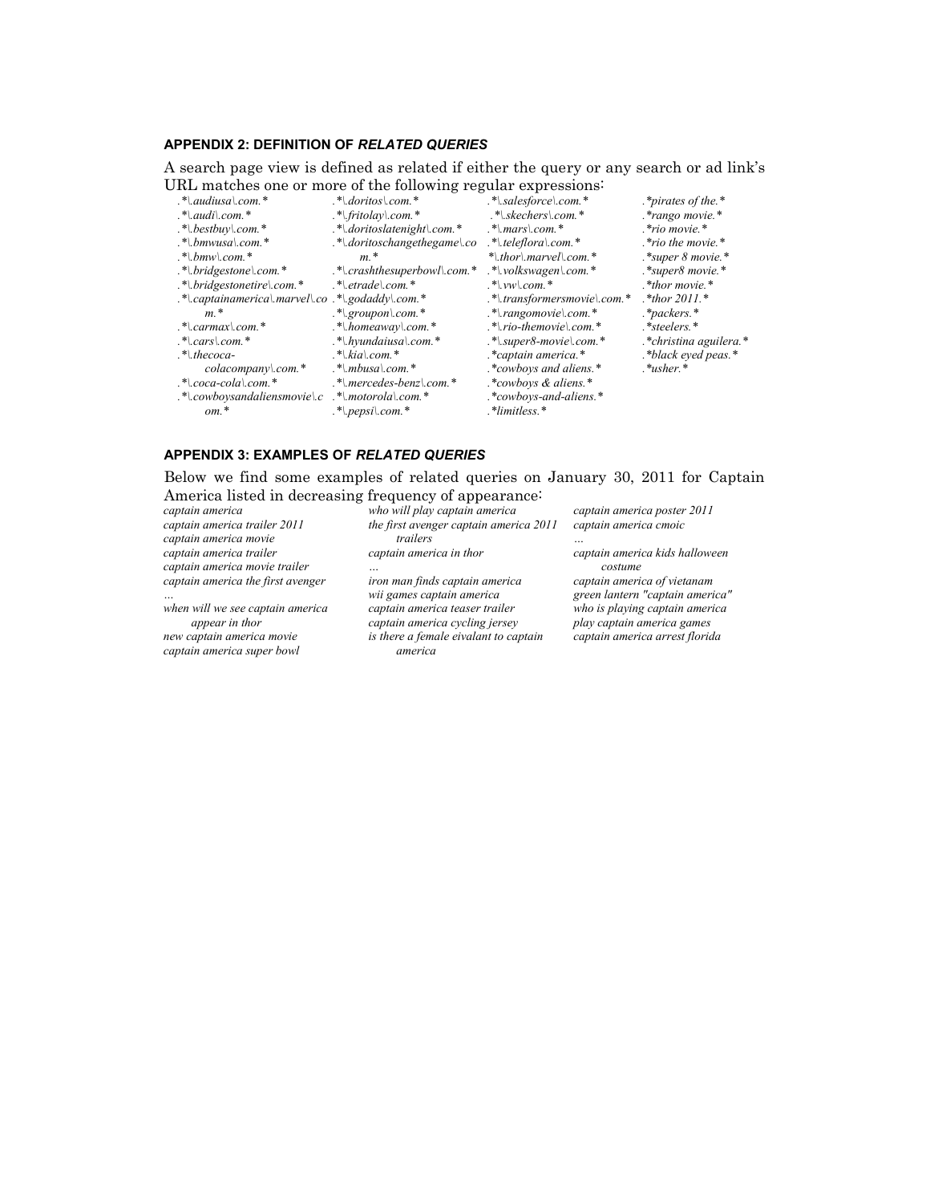### APPENDIX 2: DEFINITION OF *RELATED QUERIES*

A search page view is defined as related if either the query or any search or ad link's URL matches one or more of the following regular expressions:

*.*\.audiusa\.com.\**
*.*\.audi\.com.\**
*.*\.bestbuy\.com.\**
*.*\.bmwusa\.com.\**
*.*\.bmw\.com.\**
*.*\.bridgestone\.com.\**
*.*\.bridgestonetire\.com.\**
*.*\.captainamerica\.marvel\.com.\**
*.*\.carmax\.com.\**
*.*\.cars\.com.\**
*.*\.thecoca-colacompany\.com.\**
*.*\.coca-cola\.com.\**
*.*\.cowboysandaliensmovie\.com.\**
*.*\.doritos\.com.\**
*.*\.fritolay\.com.\**
*.*\.doritoslatenight\.com.\**
*.*\.doritoschangethegame\.com.\**
*.*\.crashthesuperbowl\.com.\**
*.*\.etrade\.com.\**
*.*\.godaddy\.com.\**
*.*\.groupon\.com.\**
*.*\.homeaway\.com.\**
*.*\.hyundaiusa\.com.\**
*.*\.kia\.com.\**
*.*\.mbusa\.com.\**
*.*\.mercedes-benz\.com.\**
*.*\.motorola\.com.\**
*.*\.pepsi\.com.\**
*.*\.salesforce\.com.\**
*.*\.skechers\.com.\**
*.*\.mars\.com.\**
*.*\.teleflora\.com.\**
**\.thor\.marvel\.com.\**
*.*\.volkswagen\.com.\**
*.*\.vw\.com.\**
*.*\.transformersmovie\.com.\**
*.*\.rangomovie\.com.\**
*.*\.rio-themovie\.com.\**
*.*\.super8-movie\.com.\**
*.*captain america.\**
*.*cowboys and aliens.\**
*.*cowboys & aliens.\**
*.*cowboys-and-aliens.\**
*.*limitless.\**
*.*pirates of the.\**
*.*rango movie.\**
*.*rio movie.\**
*.*rio the movie.\**
*.*super 8 movie.\**
*.*super8 movie.\**
*.*thor movie.\**
*.*thor 2011.\**
*.*packers.\**
*.*steelers.\**
*.*christina aguilera.\**
*.*black eyed peas.\**
*.*usher.\**

### APPENDIX 3: EXAMPLES OF *RELATED QUERIES*

Below we find some examples of related queries on January 30, 2011 for Captain America listed in decreasing frequency of appearance:

*captain america*
*captain america trailer 2011*
*captain america movie*
*captain america trailer*
*captain america movie trailer*
*captain america the first avenger*
*…*
*when will we see captain america appear in thor*
*new captain america movie*
*captain america super bowl*
*who will play captain america*
*the first avenger captain america 2011 trailers*
*captain america in thor*
*…*
*iron man finds captain america*
*wii games captain america*
*captain america teaser trailer*
*captain america cycling jersey*
*is there a female eivalant to captain america*
*captain america poster 2011*
*captain america cmoic*
*…*
*captain america kids halloween costume*
*captain america of vietanam*
*green lantern "captain america"*
*who is playing captain america*
*play captain america games*
*captain america arrest florida*